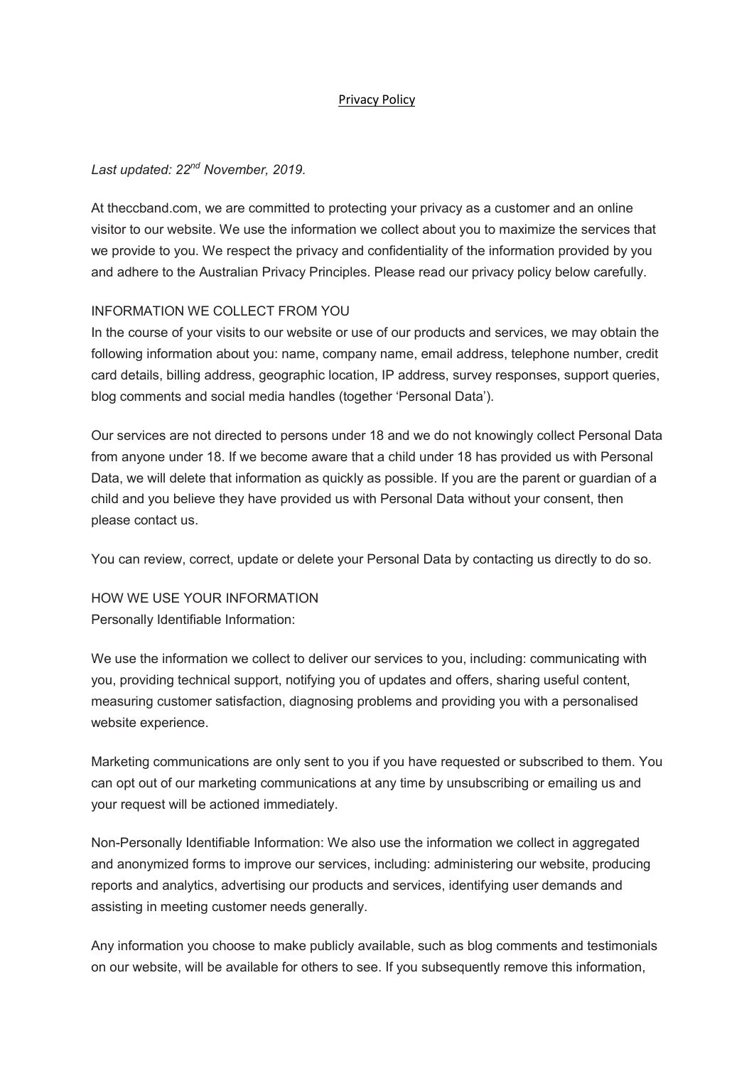# Privacy Policy

*Last updated: 22nd November, 2019.*

At theccband.com, we are committed to protecting your privacy as a customer and an online visitor to our website. We use the information we collect about you to maximize the services that we provide to you. We respect the privacy and confidentiality of the information provided by you and adhere to the Australian Privacy Principles. Please read our privacy policy below carefully.

## INFORMATION WE COLLECT FROM YOU

In the course of your visits to our website or use of our products and services, we may obtain the following information about you: name, company name, email address, telephone number, credit card details, billing address, geographic location, IP address, survey responses, support queries, blog comments and social media handles (together 'Personal Data').

Our services are not directed to persons under 18 and we do not knowingly collect Personal Data from anyone under 18. If we become aware that a child under 18 has provided us with Personal Data, we will delete that information as quickly as possible. If you are the parent or guardian of a child and you believe they have provided us with Personal Data without your consent, then please contact us.

You can review, correct, update or delete your Personal Data by contacting us directly to do so.

## HOW WE USE YOUR INFORMATION

Personally Identifiable Information:

We use the information we collect to deliver our services to you, including: communicating with you, providing technical support, notifying you of updates and offers, sharing useful content, measuring customer satisfaction, diagnosing problems and providing you with a personalised website experience.

Marketing communications are only sent to you if you have requested or subscribed to them. You can opt out of our marketing communications at any time by unsubscribing or emailing us and your request will be actioned immediately.

Non-Personally Identifiable Information: We also use the information we collect in aggregated and anonymized forms to improve our services, including: administering our website, producing reports and analytics, advertising our products and services, identifying user demands and assisting in meeting customer needs generally.

Any information you choose to make publicly available, such as blog comments and testimonials on our website, will be available for others to see. If you subsequently remove this information,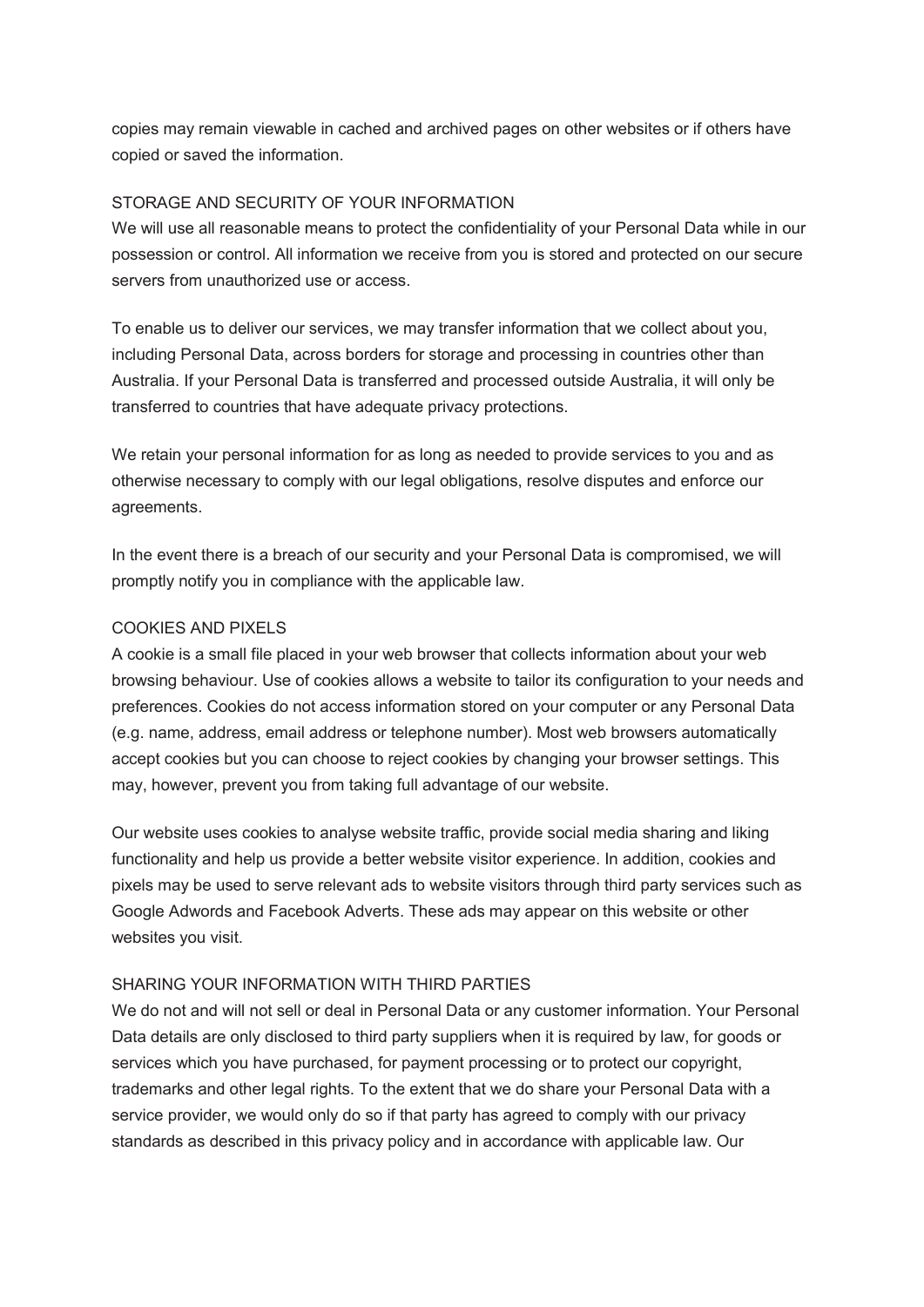copies may remain viewable in cached and archived pages on other websites or if others have copied or saved the information.

## STORAGE AND SECURITY OF YOUR INFORMATION

We will use all reasonable means to protect the confidentiality of your Personal Data while in our possession or control. All information we receive from you is stored and protected on our secure servers from unauthorized use or access.

To enable us to deliver our services, we may transfer information that we collect about you, including Personal Data, across borders for storage and processing in countries other than Australia. If your Personal Data is transferred and processed outside Australia, it will only be transferred to countries that have adequate privacy protections.

We retain your personal information for as long as needed to provide services to you and as otherwise necessary to comply with our legal obligations, resolve disputes and enforce our agreements.

In the event there is a breach of our security and your Personal Data is compromised, we will promptly notify you in compliance with the applicable law.

## COOKIES AND PIXELS

A cookie is a small file placed in your web browser that collects information about your web browsing behaviour. Use of cookies allows a website to tailor its configuration to your needs and preferences. Cookies do not access information stored on your computer or any Personal Data (e.g. name, address, email address or telephone number). Most web browsers automatically accept cookies but you can choose to reject cookies by changing your browser settings. This may, however, prevent you from taking full advantage of our website.

Our website uses cookies to analyse website traffic, provide social media sharing and liking functionality and help us provide a better website visitor experience. In addition, cookies and pixels may be used to serve relevant ads to website visitors through third party services such as Google Adwords and Facebook Adverts. These ads may appear on this website or other websites you visit.

## SHARING YOUR INFORMATION WITH THIRD PARTIES

We do not and will not sell or deal in Personal Data or any customer information. Your Personal Data details are only disclosed to third party suppliers when it is required by law, for goods or services which you have purchased, for payment processing or to protect our copyright, trademarks and other legal rights. To the extent that we do share your Personal Data with a service provider, we would only do so if that party has agreed to comply with our privacy standards as described in this privacy policy and in accordance with applicable law. Our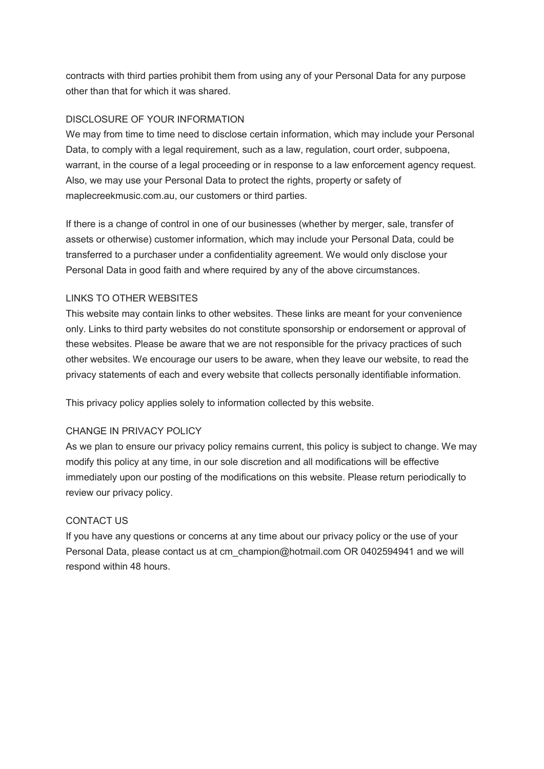contracts with third parties prohibit them from using any of your Personal Data for any purpose other than that for which it was shared.

## DISCLOSURE OF YOUR INFORMATION

We may from time to time need to disclose certain information, which may include your Personal Data, to comply with a legal requirement, such as a law, regulation, court order, subpoena, warrant, in the course of a legal proceeding or in response to a law enforcement agency request. Also, we may use your Personal Data to protect the rights, property or safety of maplecreekmusic.com.au, our customers or third parties.

If there is a change of control in one of our businesses (whether by merger, sale, transfer of assets or otherwise) customer information, which may include your Personal Data, could be transferred to a purchaser under a confidentiality agreement. We would only disclose your Personal Data in good faith and where required by any of the above circumstances.

## LINKS TO OTHER WEBSITES

This website may contain links to other websites. These links are meant for your convenience only. Links to third party websites do not constitute sponsorship or endorsement or approval of these websites. Please be aware that we are not responsible for the privacy practices of such other websites. We encourage our users to be aware, when they leave our website, to read the privacy statements of each and every website that collects personally identifiable information.

This privacy policy applies solely to information collected by this website.

## CHANGE IN PRIVACY POLICY

As we plan to ensure our privacy policy remains current, this policy is subject to change. We may modify this policy at any time, in our sole discretion and all modifications will be effective immediately upon our posting of the modifications on this website. Please return periodically to review our privacy policy.

## CONTACT US

If you have any questions or concerns at any time about our privacy policy or the use of your Personal Data, please contact us at cm_champion@hotmail.com OR 0402594941 and we will respond within 48 hours.